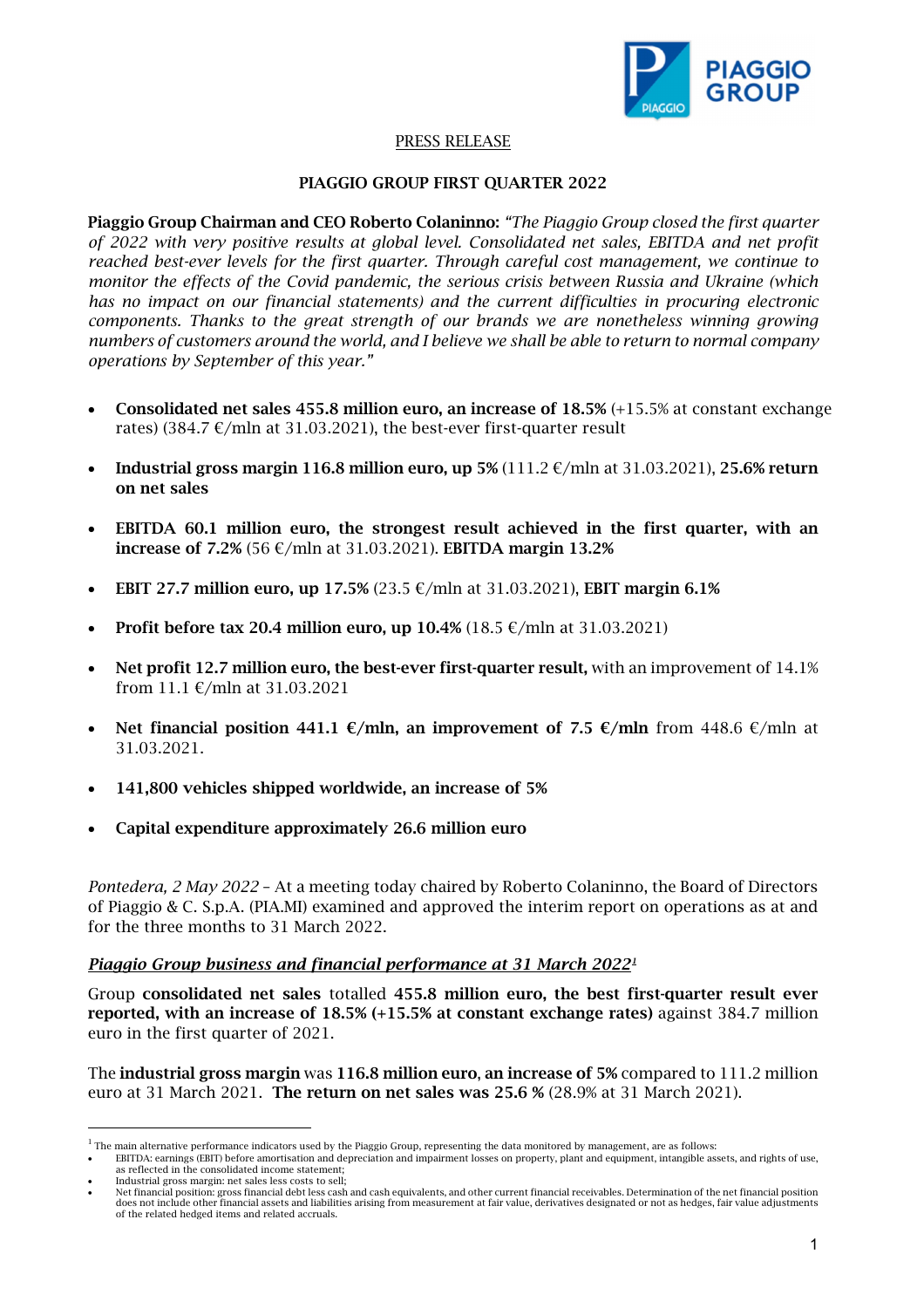PRESS RELEASE

**PIAGGIO GROUP FIRST QUARTER 2022**

**Piaggio Group Chairman and CEO Roberto Colaninno:** *"The Piaggio Group closed the first quarter of 2022 with very positive results at global level. Consolidated net sales, EBITDA and net profit reached best-ever levels for the first quarter. Through careful cost management, we continue to monitor the effects of the Covid pandemic, the serious crisis between Russia and Ukraine (which has no impact on our financial statements) and the current difficulties in procuring electronic components. Thanks to the great strength of our brands we are nonetheless winning growing numbers of customers around the world, and I believe we shall be able to return to normal company operations by September of this year."*

- **Consolidated net sales 455.8 million euro, an increase of 18.5%** (+15.5% at constant exchange rates) (384.7 €/mln at 31.03.2021), the best-ever first-quarter result
- **Industrial gross margin 116.8 million euro, up 5%** (111.2 €/mln at 31.03.2021), **25.6% return on net sales**
- **EBITDA 60.1 million euro, the strongest result achieved in the first quarter, with an increase of 7.2%** (56 €/mln at 31.03.2021). **EBITDA margin 13.2%**
- **EBIT 27.7 million euro, up 17.5%** (23.5 €/mln at 31.03.2021), **EBIT margin 6.1%**
- **Profit before tax 20.4 million euro, up 10.4%** (18.5 €/mln at 31.03.2021)
- **Net profit 12.7 million euro, the best-ever first-quarter result,** with an improvement of 14.1% from 11.1 €/mln at 31.03.2021
- **Net financial position 441.1 €/mln, an improvement of 7.5 €/mln** from 448.6 €/mln at 31.03.2021.
- **141,800 vehicles shipped worldwide, an increase of 5%**
- **Capital expenditure approximately 26.6 million euro**

*Pontedera, 2 May 2022* – At a meeting today chaired by Roberto Colaninno, the Board of Directors of Piaggio & C. S.p.A. (PIA.MI) examined and approved the interim report on operations as at and for the three months to 31 March 2022.

***Piaggio Group business and financial performance at 31 March 2022*[1]**

Group **consolidated net sales** totalled **455.8 million euro, the best first-quarter result ever reported, with an increase of 18.5% (+15.5% at constant exchange rates)** against 384.7 million euro in the first quarter of 2021.

The **industrial gross margin** was **116.8 million euro, an increase of 5%** compared to 111.2 million euro at 31 March 2021. **The return on net sales was 25.6 %** (28.9% at 31 March 2021).

---

[1] The main alternative performance indicators used by the Piaggio Group, representing the data monitored by management, are as follows:

- EBITDA: earnings (EBIT) before amortisation and depreciation and impairment losses on property, plant and equipment, intangible assets, and rights of use, as reflected in the consolidated income statement;
- Industrial gross margin: net sales less costs to sell;
- Net financial position: gross financial debt less cash and cash equivalents, and other current financial receivables. Determination of the net financial position does not include other financial assets and liabilities arising from measurement at fair value, derivatives designated or not as hedges, fair value adjustments of the related hedged items and related accruals.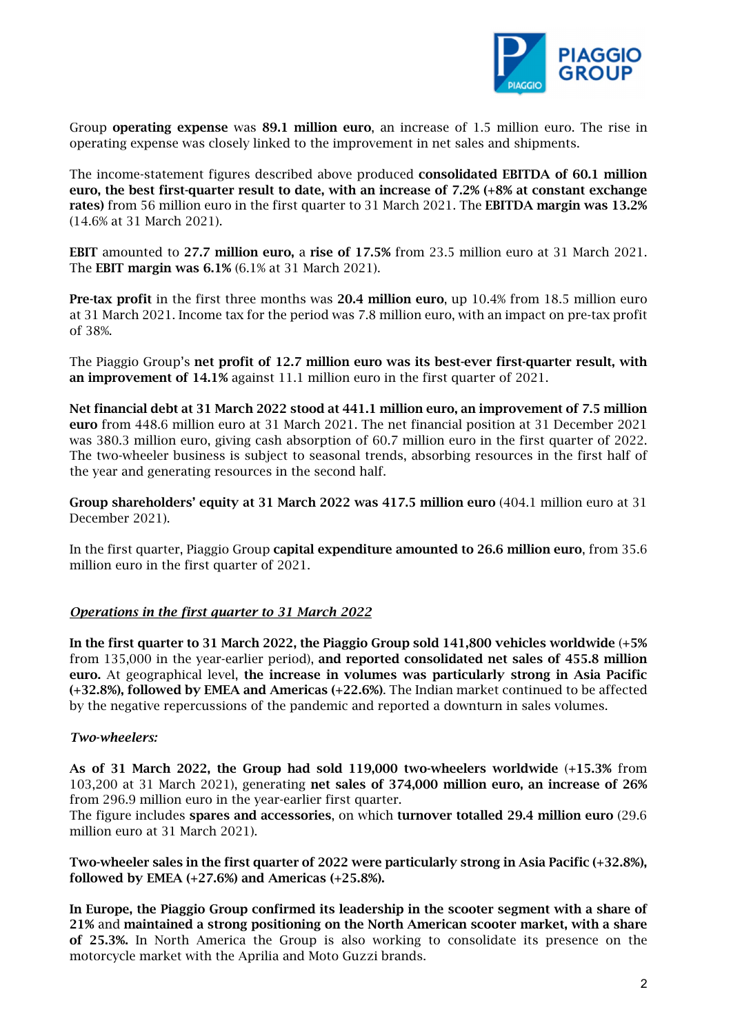Group **operating expense** was **89.1 million euro**, an increase of 1.5 million euro. The rise in operating expense was closely linked to the improvement in net sales and shipments.

The income-statement figures described above produced **consolidated EBITDA of 60.1 million euro, the best first-quarter result to date, with an increase of 7.2% (+8% at constant exchange rates)** from 56 million euro in the first quarter to 31 March 2021. The **EBITDA margin was 13.2%** (14.6% at 31 March 2021).

**EBIT** amounted to **27.7 million euro,** a **rise of 17.5%** from 23.5 million euro at 31 March 2021. The **EBIT margin was 6.1%** (6.1% at 31 March 2021).

**Pre-tax profit** in the first three months was **20.4 million euro**, up 10.4% from 18.5 million euro at 31 March 2021. Income tax for the period was 7.8 million euro, with an impact on pre-tax profit of 38%.

The Piaggio Group's **net profit of 12.7 million euro was its best-ever first-quarter result, with an improvement of 14.1%** against 11.1 million euro in the first quarter of 2021.

**Net financial debt at 31 March 2022 stood at 441.1 million euro, an improvement of 7.5 million euro** from 448.6 million euro at 31 March 2021. The net financial position at 31 December 2021 was 380.3 million euro, giving cash absorption of 60.7 million euro in the first quarter of 2022. The two-wheeler business is subject to seasonal trends, absorbing resources in the first half of the year and generating resources in the second half.

**Group shareholders' equity at 31 March 2022 was 417.5 million euro** (404.1 million euro at 31 December 2021).

In the first quarter, Piaggio Group **capital expenditure amounted to 26.6 million euro**, from 35.6 million euro in the first quarter of 2021.

## *Operations in the first quarter to 31 March 2022*

**In the first quarter to 31 March 2022, the Piaggio Group sold 141,800 vehicles worldwide** (+5% from 135,000 in the year-earlier period), **and reported consolidated net sales of 455.8 million euro.** At geographical level, **the increase in volumes was particularly strong in Asia Pacific (+32.8%), followed by EMEA and Americas (+22.6%)**. The Indian market continued to be affected by the negative repercussions of the pandemic and reported a downturn in sales volumes.

### *Two-wheelers:*

**As of 31 March 2022, the Group had sold 119,000 two-wheelers worldwide** (+15.3% from 103,200 at 31 March 2021), generating **net sales of 374,000 million euro, an increase of 26%** from 296.9 million euro in the year-earlier first quarter.
The figure includes **spares and accessories**, on which **turnover totalled 29.4 million euro** (29.6 million euro at 31 March 2021).

**Two-wheeler sales in the first quarter of 2022 were particularly strong in Asia Pacific (+32.8%), followed by EMEA (+27.6%) and Americas (+25.8%).**

**In Europe, the Piaggio Group confirmed its leadership in the scooter segment with a share of 21%** and **maintained a strong positioning on the North American scooter market, with a share of 25.3%.** In North America the Group is also working to consolidate its presence on the motorcycle market with the Aprilia and Moto Guzzi brands.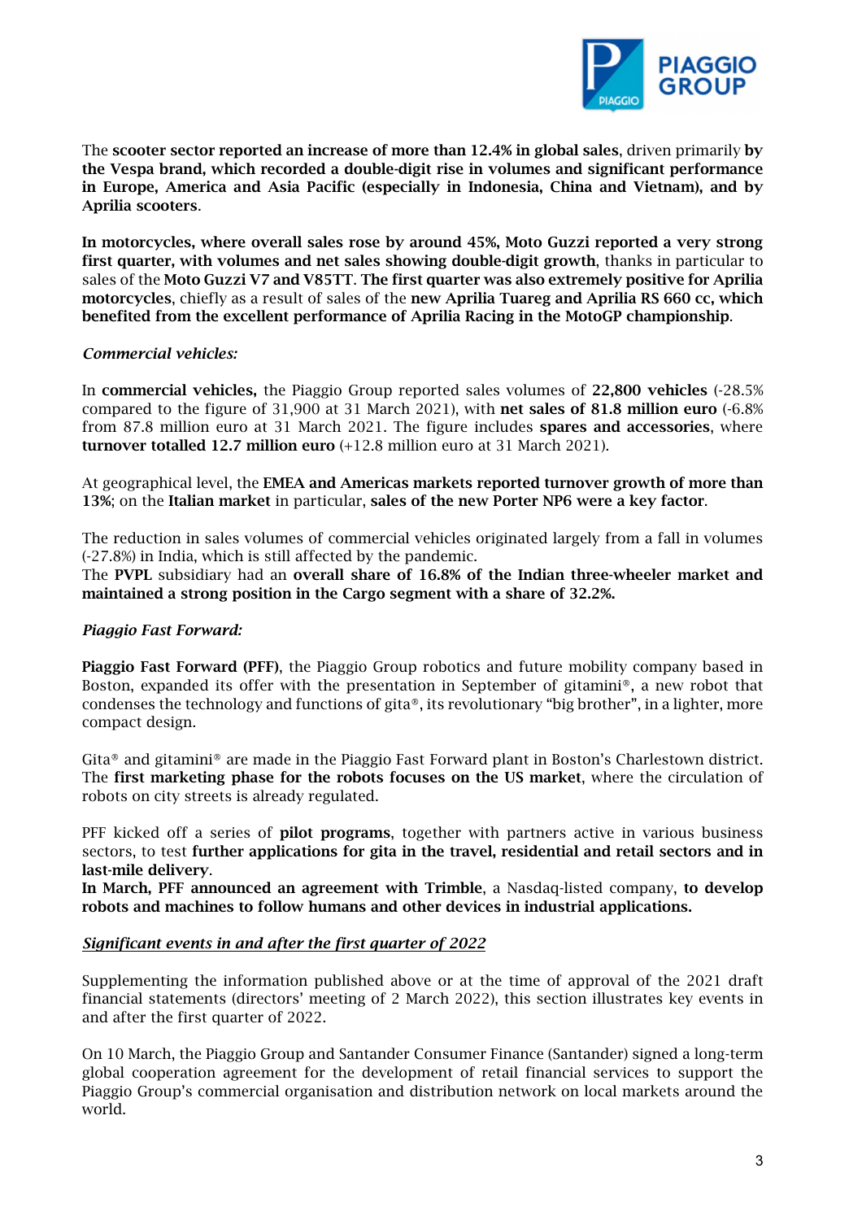The **scooter sector reported an increase of more than 12.4% in global sales**, driven primarily **by the Vespa brand, which recorded a double-digit rise in volumes and significant performance in Europe, America and Asia Pacific (especially in Indonesia, China and Vietnam), and by Aprilia scooters**.

**In motorcycles, where overall sales rose by around 45%, Moto Guzzi reported a very strong first quarter, with volumes and net sales showing double-digit growth**, thanks in particular to sales of the **Moto Guzzi V7 and V85TT. The first quarter was also extremely positive for Aprilia motorcycles**, chiefly as a result of sales of the **new Aprilia Tuareg and Aprilia RS 660 cc, which benefited from the excellent performance of Aprilia Racing in the MotoGP championship**.

*Commercial vehicles:*

In **commercial vehicles,** the Piaggio Group reported sales volumes of **22,800 vehicles** (-28.5% compared to the figure of 31,900 at 31 March 2021), with **net sales of 81.8 million euro** (-6.8% from 87.8 million euro at 31 March 2021. The figure includes **spares and accessories**, where **turnover totalled 12.7 million euro** (+12.8 million euro at 31 March 2021).

At geographical level, the **EMEA and Americas markets reported turnover growth of more than 13%**; on the **Italian market** in particular, **sales of the new Porter NP6 were a key factor**.

The reduction in sales volumes of commercial vehicles originated largely from a fall in volumes (-27.8%) in India, which is still affected by the pandemic.
The **PVPL** subsidiary had an **overall share of 16.8% of the Indian three-wheeler market and maintained a strong position in the Cargo segment with a share of 32.2%.**

*Piaggio Fast Forward:*

**Piaggio Fast Forward (PFF)**, the Piaggio Group robotics and future mobility company based in Boston, expanded its offer with the presentation in September of gitamini®, a new robot that condenses the technology and functions of gita®, its revolutionary "big brother", in a lighter, more compact design.

Gita® and gitamini® are made in the Piaggio Fast Forward plant in Boston's Charlestown district. The **first marketing phase for the robots focuses on the US market**, where the circulation of robots on city streets is already regulated.

PFF kicked off a series of **pilot programs**, together with partners active in various business sectors, to test **further applications for gita in the travel, residential and retail sectors and in last-mile delivery**.
**In March, PFF announced an agreement with Trimble**, a Nasdaq-listed company, **to develop robots and machines to follow humans and other devices in industrial applications.**

***Significant events in and after the first quarter of 2022***

Supplementing the information published above or at the time of approval of the 2021 draft financial statements (directors' meeting of 2 March 2022), this section illustrates key events in and after the first quarter of 2022.

On 10 March, the Piaggio Group and Santander Consumer Finance (Santander) signed a long-term global cooperation agreement for the development of retail financial services to support the Piaggio Group's commercial organisation and distribution network on local markets around the world.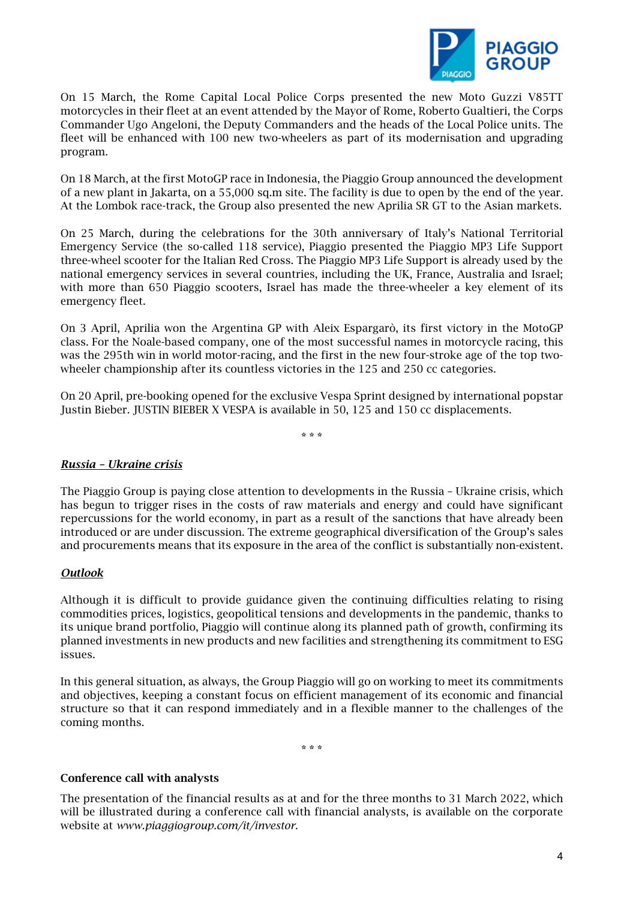On 15 March, the Rome Capital Local Police Corps presented the new Moto Guzzi V85TT motorcycles in their fleet at an event attended by the Mayor of Rome, Roberto Gualtieri, the Corps Commander Ugo Angeloni, the Deputy Commanders and the heads of the Local Police units. The fleet will be enhanced with 100 new two-wheelers as part of its modernisation and upgrading program.

On 18 March, at the first MotoGP race in Indonesia, the Piaggio Group announced the development of a new plant in Jakarta, on a 55,000 sq.m site. The facility is due to open by the end of the year. At the Lombok race-track, the Group also presented the new Aprilia SR GT to the Asian markets.

On 25 March, during the celebrations for the 30th anniversary of Italy's National Territorial Emergency Service (the so-called 118 service), Piaggio presented the Piaggio MP3 Life Support three-wheel scooter for the Italian Red Cross. The Piaggio MP3 Life Support is already used by the national emergency services in several countries, including the UK, France, Australia and Israel; with more than 650 Piaggio scooters, Israel has made the three-wheeler a key element of its emergency fleet.

On 3 April, Aprilia won the Argentina GP with Aleix Espargarò, its first victory in the MotoGP class. For the Noale-based company, one of the most successful names in motorcycle racing, this was the 295th win in world motor-racing, and the first in the new four-stroke age of the top two-wheeler championship after its countless victories in the 125 and 250 cc categories.

On 20 April, pre-booking opened for the exclusive Vespa Sprint designed by international popstar Justin Bieber. JUSTIN BIEBER X VESPA is available in 50, 125 and 150 cc displacements.

\* \* \*

***Russia – Ukraine crisis***

The Piaggio Group is paying close attention to developments in the Russia – Ukraine crisis, which has begun to trigger rises in the costs of raw materials and energy and could have significant repercussions for the world economy, in part as a result of the sanctions that have already been introduced or are under discussion. The extreme geographical diversification of the Group's sales and procurements means that its exposure in the area of the conflict is substantially non-existent.

***Outlook***

Although it is difficult to provide guidance given the continuing difficulties relating to rising commodities prices, logistics, geopolitical tensions and developments in the pandemic, thanks to its unique brand portfolio, Piaggio will continue along its planned path of growth, confirming its planned investments in new products and new facilities and strengthening its commitment to ESG issues.

In this general situation, as always, the Group Piaggio will go on working to meet its commitments and objectives, keeping a constant focus on efficient management of its economic and financial structure so that it can respond immediately and in a flexible manner to the challenges of the coming months.

\* \* \*

**Conference call with analysts**

The presentation of the financial results as at and for the three months to 31 March 2022, which will be illustrated during a conference call with financial analysts, is available on the corporate website at *www.piaggiogroup.com/it/investor*.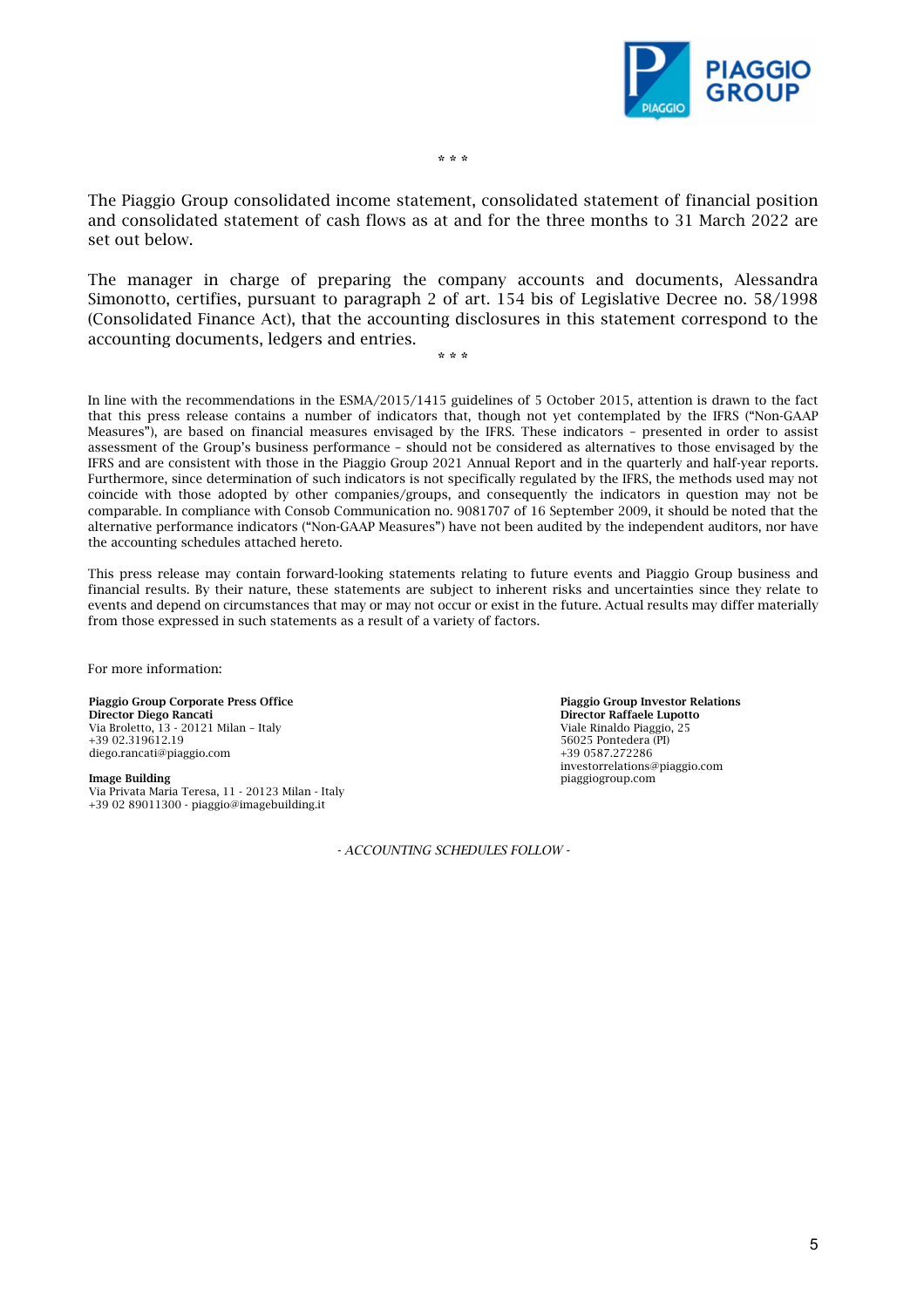\* \* \*

The Piaggio Group consolidated income statement, consolidated statement of financial position and consolidated statement of cash flows as at and for the three months to 31 March 2022 are set out below.

The manager in charge of preparing the company accounts and documents, Alessandra Simonotto, certifies, pursuant to paragraph 2 of art. 154 bis of Legislative Decree no. 58/1998 (Consolidated Finance Act), that the accounting disclosures in this statement correspond to the accounting documents, ledgers and entries.

\* \* \*

In line with the recommendations in the ESMA/2015/1415 guidelines of 5 October 2015, attention is drawn to the fact that this press release contains a number of indicators that, though not yet contemplated by the IFRS ("Non-GAAP Measures"), are based on financial measures envisaged by the IFRS. These indicators – presented in order to assist assessment of the Group's business performance – should not be considered as alternatives to those envisaged by the IFRS and are consistent with those in the Piaggio Group 2021 Annual Report and in the quarterly and half-year reports. Furthermore, since determination of such indicators is not specifically regulated by the IFRS, the methods used may not coincide with those adopted by other companies/groups, and consequently the indicators in question may not be comparable. In compliance with Consob Communication no. 9081707 of 16 September 2009, it should be noted that the alternative performance indicators ("Non-GAAP Measures") have not been audited by the independent auditors, nor have the accounting schedules attached hereto.

This press release may contain forward-looking statements relating to future events and Piaggio Group business and financial results. By their nature, these statements are subject to inherent risks and uncertainties since they relate to events and depend on circumstances that may or may not occur or exist in the future. Actual results may differ materially from those expressed in such statements as a result of a variety of factors.

For more information:

**Piaggio Group Corporate Press Office**
**Director Diego Rancati**
Via Broletto, 13 - 20121 Milan – Italy
+39 02.319612.19
diego.rancati@piaggio.com

**Image Building**
Via Privata Maria Teresa, 11 - 20123 Milan - Italy
+39 02 89011300 - piaggio@imagebuilding.it

**Piaggio Group Investor Relations**
**Director Raffaele Lupotto**
Viale Rinaldo Piaggio, 25
56025 Pontedera (PI)
+39 0587.272286
investorrelations@piaggio.com
piaggiogroup.com

*- ACCOUNTING SCHEDULES FOLLOW -*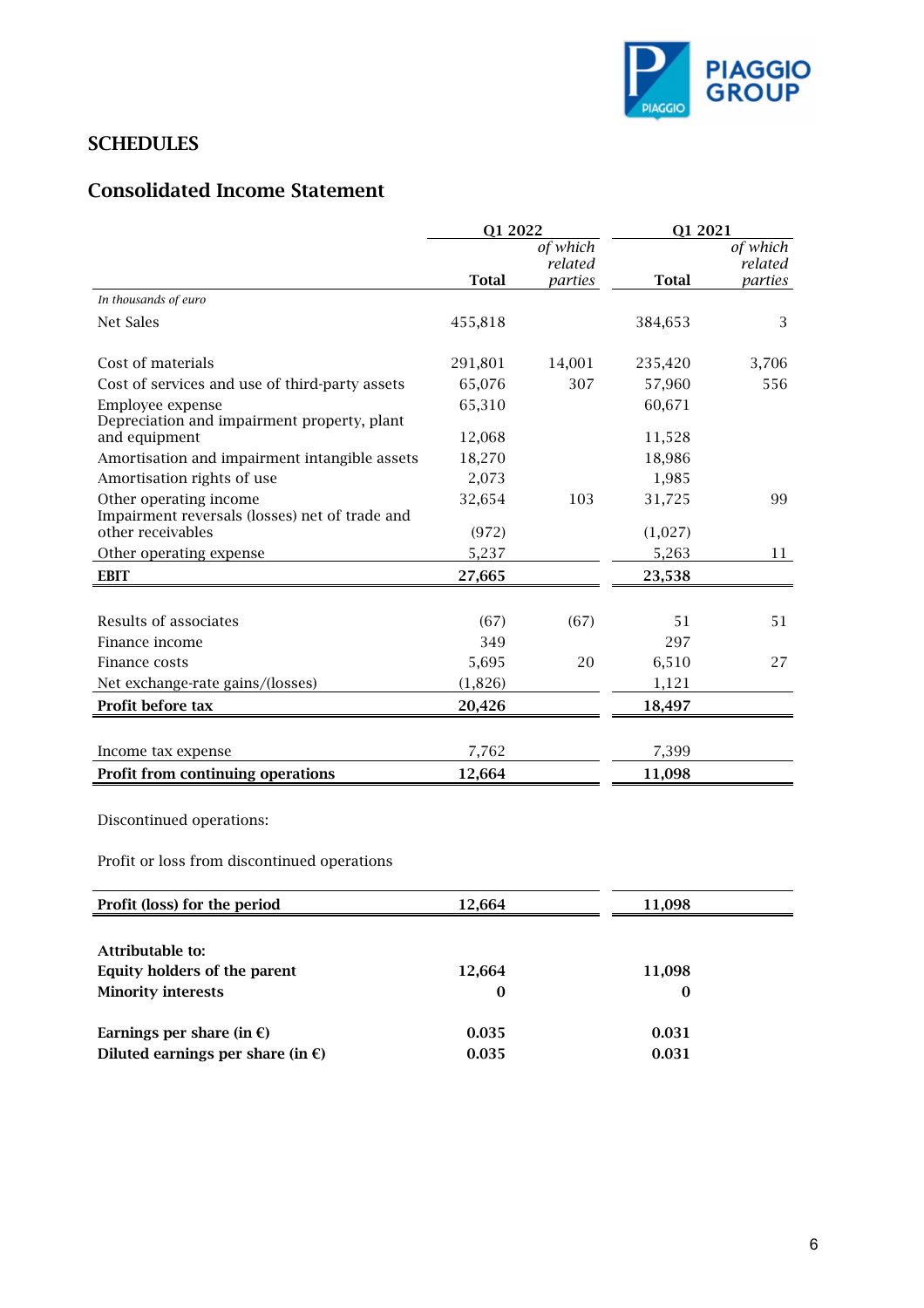## SCHEDULES

## Consolidated Income Statement

| | Q1 2022 | | Q1 2021 | |
|---|---|---|---|---|
| | Total | *of which related parties* | Total | *of which related parties* |
| *In thousands of euro* | | | | |
| Net Sales | 455,818 | | 384,653 | 3 |
| Cost of materials | 291,801 | 14,001 | 235,420 | 3,706 |
| Cost of services and use of third-party assets | 65,076 | 307 | 57,960 | 556 |
| Employee expense | 65,310 | | 60,671 | |
| Depreciation and impairment property, plant and equipment | 12,068 | | 11,528 | |
| Amortisation and impairment intangible assets | 18,270 | | 18,986 | |
| Amortisation rights of use | 2,073 | | 1,985 | |
| Other operating income | 32,654 | 103 | 31,725 | 99 |
| Impairment reversals (losses) net of trade and other receivables | (972) | | (1,027) | |
| Other operating expense | 5,237 | | 5,263 | 11 |
| **EBIT** | **27,665** | | **23,538** | |
| Results of associates | (67) | (67) | 51 | 51 |
| Finance income | 349 | | 297 | |
| Finance costs | 5,695 | 20 | 6,510 | 27 |
| Net exchange-rate gains/(losses) | (1,826) | | 1,121 | |
| **Profit before tax** | **20,426** | | **18,497** | |
| Income tax expense | 7,762 | | 7,399 | |
| **Profit from continuing operations** | **12,664** | | **11,098** | |
| Discontinued operations: | | | | |
| Profit or loss from discontinued operations | | | | |
| **Profit (loss) for the period** | **12,664** | | **11,098** | |
| **Attributable to:** | | | | |
| **Equity holders of the parent** | **12,664** | | **11,098** | |
| **Minority interests** | **0** | | **0** | |
| **Earnings per share (in €)** | **0.035** | | **0.031** | |
| **Diluted earnings per share (in €)** | **0.035** | | **0.031** | |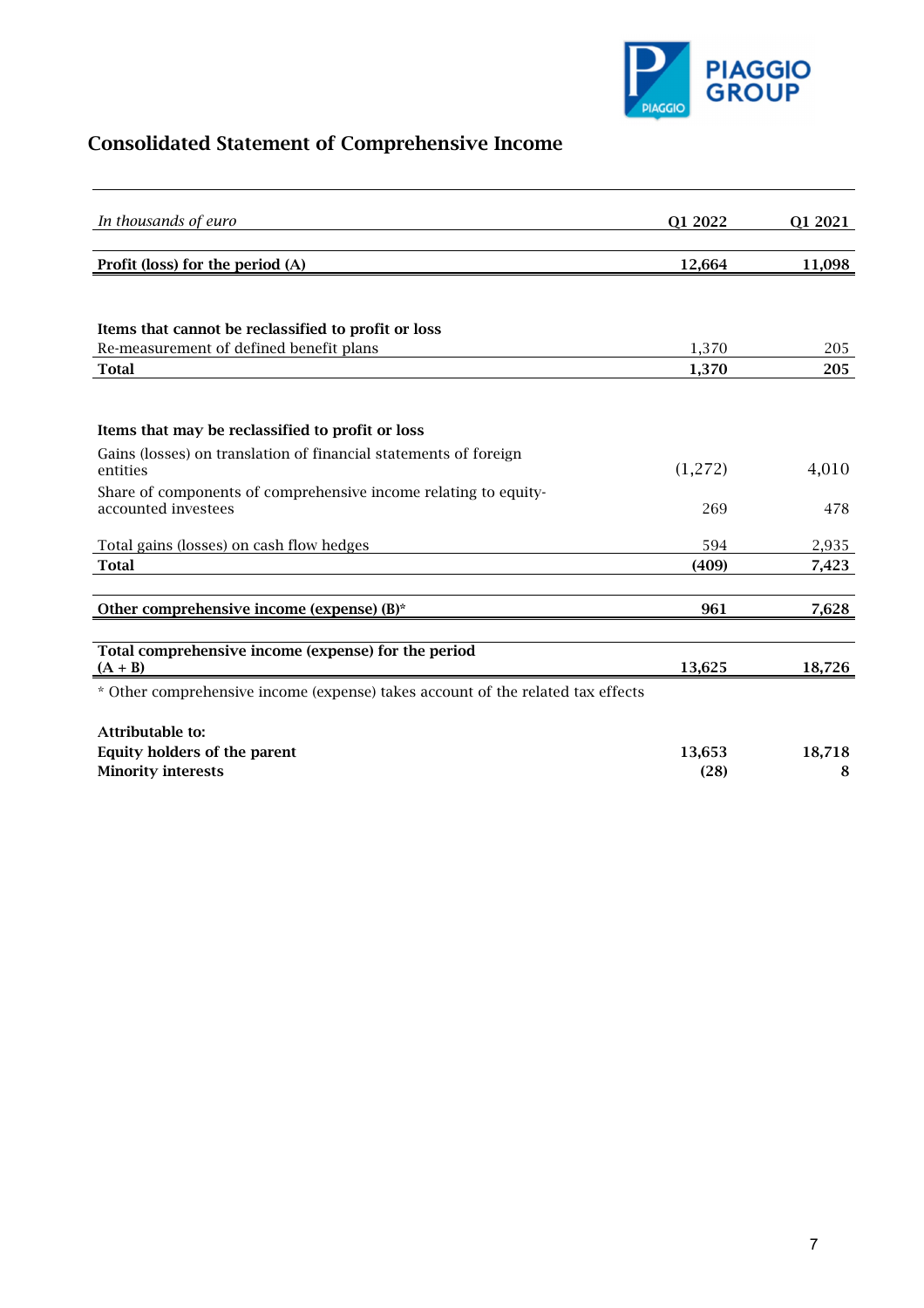## Consolidated Statement of Comprehensive Income

| *In thousands of euro* | Q1 2022 | Q1 2021 |
|---|---|---|
| **Profit (loss) for the period (A)** | **12,664** | **11,098** |
| | | |
| **Items that cannot be reclassified to profit or loss** | | |
| Re-measurement of defined benefit plans | 1,370 | 205 |
| **Total** | **1,370** | **205** |
| | | |
| **Items that may be reclassified to profit or loss** | | |
| Gains (losses) on translation of financial statements of foreign entities | (1,272) | 4,010 |
| Share of components of comprehensive income relating to equity-accounted investees | 269 | 478 |
| Total gains (losses) on cash flow hedges | 594 | 2,935 |
| **Total** | **(409)** | **7,423** |
| | | |
| **Other comprehensive income (expense) (B)*** | **961** | **7,628** |
| | | |
| **Total comprehensive income (expense) for the period (A + B)** | **13,625** | **18,726** |

* Other comprehensive income (expense) takes account of the related tax effects

| | | |
|---|---|---|
| **Attributable to:** | | |
| **Equity holders of the parent** | **13,653** | **18,718** |
| **Minority interests** | **(28)** | **8** |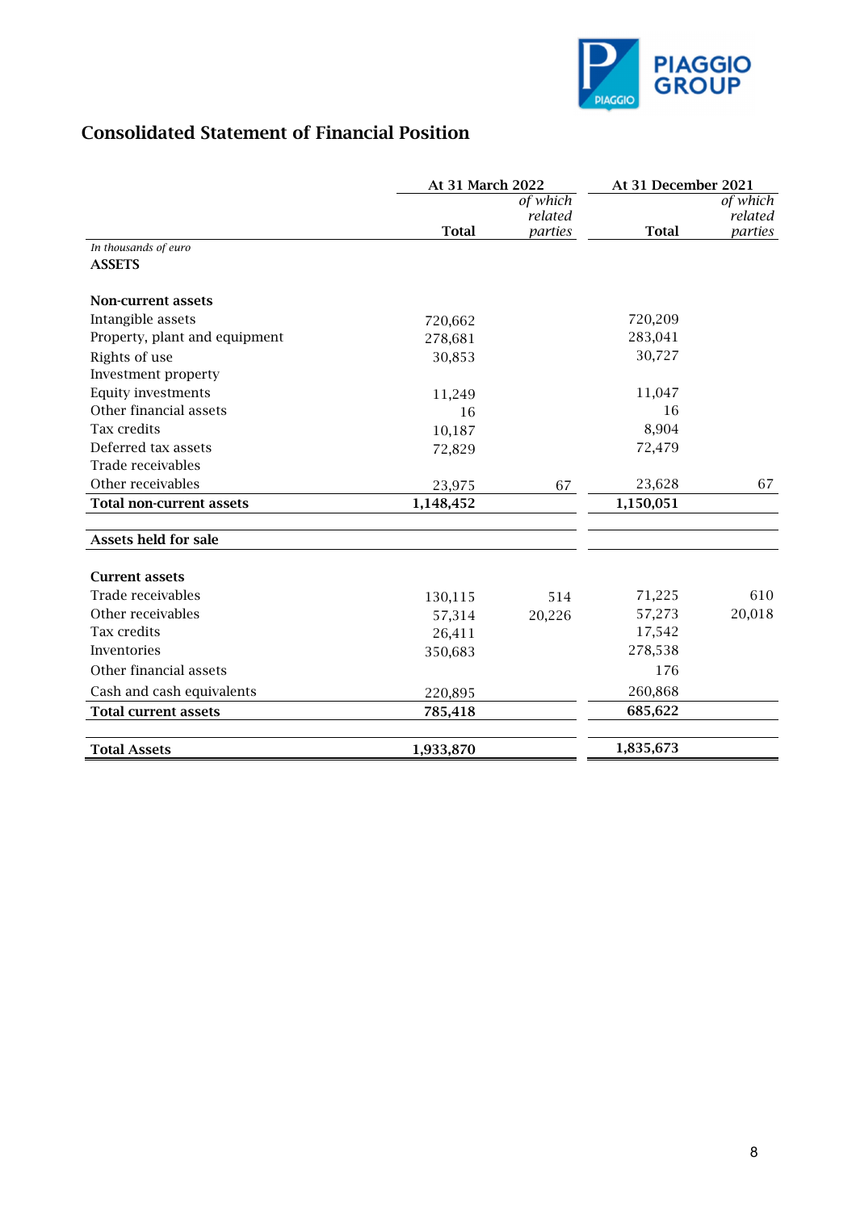## Consolidated Statement of Financial Position

| | At 31 March 2022 | | At 31 December 2021 | |
|---|---|---|---|---|
| | Total | *of which related parties* | Total | *of which related parties* |
| *In thousands of euro* | | | | |
| **ASSETS** | | | | |
| **Non-current assets** | | | | |
| Intangible assets | 720,662 | | 720,209 | |
| Property, plant and equipment | 278,681 | | 283,041 | |
| Rights of use | 30,853 | | 30,727 | |
| Investment property | | | | |
| Equity investments | 11,249 | | 11,047 | |
| Other financial assets | 16 | | 16 | |
| Tax credits | 10,187 | | 8,904 | |
| Deferred tax assets | 72,829 | | 72,479 | |
| Trade receivables | | | | |
| Other receivables | 23,975 | 67 | 23,628 | 67 |
| **Total non-current assets** | **1,148,452** | | **1,150,051** | |
| **Assets held for sale** | | | | |
| **Current assets** | | | | |
| Trade receivables | 130,115 | 514 | 71,225 | 610 |
| Other receivables | 57,314 | 20,226 | 57,273 | 20,018 |
| Tax credits | 26,411 | | 17,542 | |
| Inventories | 350,683 | | 278,538 | |
| Other financial assets | | | 176 | |
| Cash and cash equivalents | 220,895 | | 260,868 | |
| **Total current assets** | **785,418** | | **685,622** | |
| **Total Assets** | **1,933,870** | | **1,835,673** | |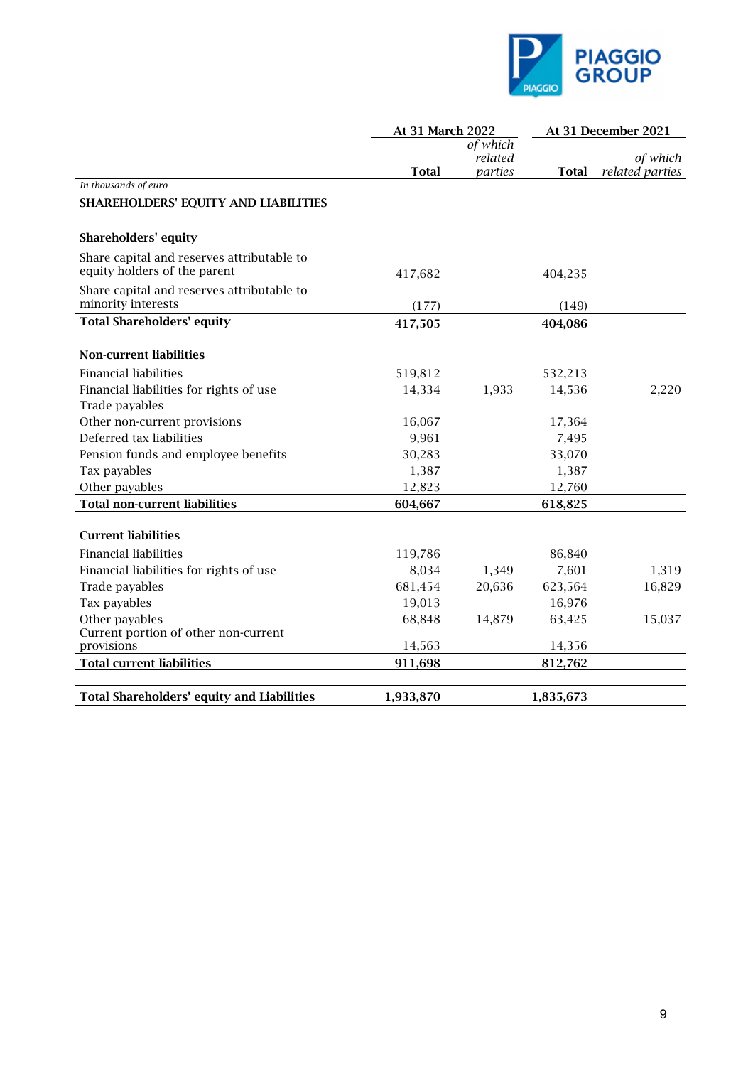| In thousands of euro | At 31 March 2022 Total | *of which related parties* | At 31 December 2021 Total | *of which related parties* |
|---|---|---|---|---|
| **SHAREHOLDERS' EQUITY AND LIABILITIES** | | | | |
| **Shareholders' equity** | | | | |
| Share capital and reserves attributable to equity holders of the parent | 417,682 | | 404,235 | |
| Share capital and reserves attributable to minority interests | (177) | | (149) | |
| **Total Shareholders' equity** | **417,505** | | **404,086** | |
| **Non-current liabilities** | | | | |
| Financial liabilities | 519,812 | | 532,213 | |
| Financial liabilities for rights of use | 14,334 | 1,933 | 14,536 | 2,220 |
| Trade payables | | | | |
| Other non-current provisions | 16,067 | | 17,364 | |
| Deferred tax liabilities | 9,961 | | 7,495 | |
| Pension funds and employee benefits | 30,283 | | 33,070 | |
| Tax payables | 1,387 | | 1,387 | |
| Other payables | 12,823 | | 12,760 | |
| **Total non-current liabilities** | **604,667** | | **618,825** | |
| **Current liabilities** | | | | |
| Financial liabilities | 119,786 | | 86,840 | |
| Financial liabilities for rights of use | 8,034 | 1,349 | 7,601 | 1,319 |
| Trade payables | 681,454 | 20,636 | 623,564 | 16,829 |
| Tax payables | 19,013 | | 16,976 | |
| Other payables | 68,848 | 14,879 | 63,425 | 15,037 |
| Current portion of other non-current provisions | 14,563 | | 14,356 | |
| **Total current liabilities** | **911,698** | | **812,762** | |
| **Total Shareholders' equity and Liabilities** | **1,933,870** | | **1,835,673** | |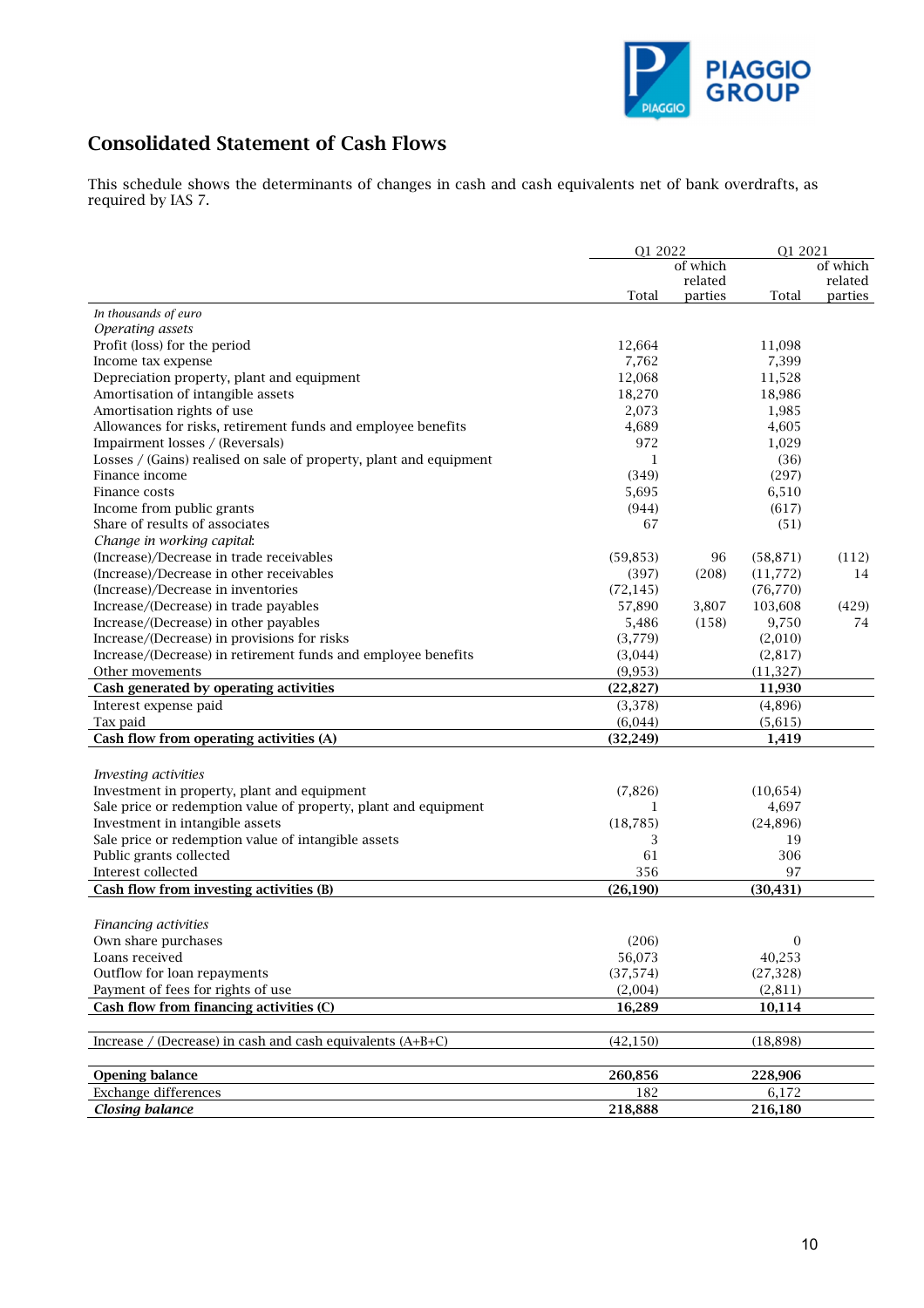## Consolidated Statement of Cash Flows

This schedule shows the determinants of changes in cash and cash equivalents net of bank overdrafts, as required by IAS 7.

| | Q1 2022 | | Q1 2021 | |
|---|---|---|---|---|
| | Total | of which related parties | Total | of which related parties |
| *In thousands of euro* | | | | |
| *Operating assets* | | | | |
| Profit (loss) for the period | 12,664 | | 11,098 | |
| Income tax expense | 7,762 | | 7,399 | |
| Depreciation property, plant and equipment | 12,068 | | 11,528 | |
| Amortisation of intangible assets | 18,270 | | 18,986 | |
| Amortisation rights of use | 2,073 | | 1,985 | |
| Allowances for risks, retirement funds and employee benefits | 4,689 | | 4,605 | |
| Impairment losses / (Reversals) | 972 | | 1,029 | |
| Losses / (Gains) realised on sale of property, plant and equipment | 1 | | (36) | |
| Finance income | (349) | | (297) | |
| Finance costs | 5,695 | | 6,510 | |
| Income from public grants | (944) | | (617) | |
| Share of results of associates | 67 | | (51) | |
| *Change in working capital:* | | | | |
| (Increase)/Decrease in trade receivables | (59,853) | 96 | (58,871) | (112) |
| (Increase)/Decrease in other receivables | (397) | (208) | (11,772) | 14 |
| (Increase)/Decrease in inventories | (72,145) | | (76,770) | |
| Increase/(Decrease) in trade payables | 57,890 | 3,807 | 103,608 | (429) |
| Increase/(Decrease) in other payables | 5,486 | (158) | 9,750 | 74 |
| Increase/(Decrease) in provisions for risks | (3,779) | | (2,010) | |
| Increase/(Decrease) in retirement funds and employee benefits | (3,044) | | (2,817) | |
| Other movements | (9,953) | | (11,327) | |
| **Cash generated by operating activities** | **(22,827)** | | **11,930** | |
| Interest expense paid | (3,378) | | (4,896) | |
| Tax paid | (6,044) | | (5,615) | |
| **Cash flow from operating activities (A)** | **(32,249)** | | **1,419** | |
| | | | | |
| *Investing activities* | | | | |
| Investment in property, plant and equipment | (7,826) | | (10,654) | |
| Sale price or redemption value of property, plant and equipment | 1 | | 4,697 | |
| Investment in intangible assets | (18,785) | | (24,896) | |
| Sale price or redemption value of intangible assets | 3 | | 19 | |
| Public grants collected | 61 | | 306 | |
| Interest collected | 356 | | 97 | |
| **Cash flow from investing activities (B)** | **(26,190)** | | **(30,431)** | |
| | | | | |
| *Financing activities* | | | | |
| Own share purchases | (206) | | 0 | |
| Loans received | 56,073 | | 40,253 | |
| Outflow for loan repayments | (37,574) | | (27,328) | |
| Payment of fees for rights of use | (2,004) | | (2,811) | |
| **Cash flow from financing activities (C)** | **16,289** | | **10,114** | |
| | | | | |
| Increase / (Decrease) in cash and cash equivalents (A+B+C) | (42,150) | | (18,898) | |
| | | | | |
| **Opening balance** | **260,856** | | **228,906** | |
| Exchange differences | 182 | | 6,172 | |
| ***Closing balance*** | **218,888** | | **216,180** | |